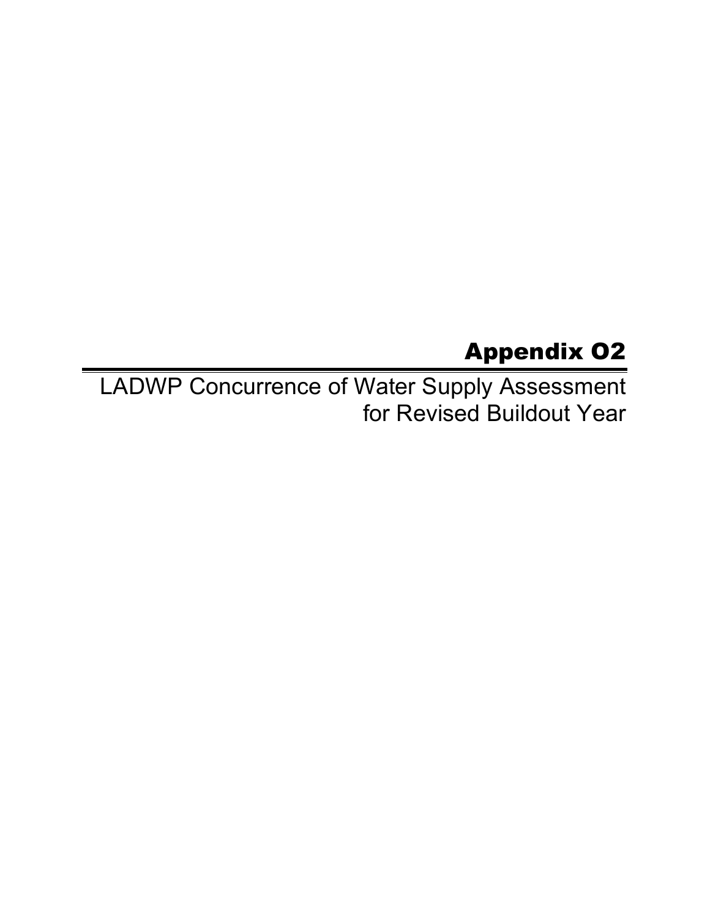# Appendix O2

LADWP Concurrence of Water Supply Assessment for Revised Buildout Year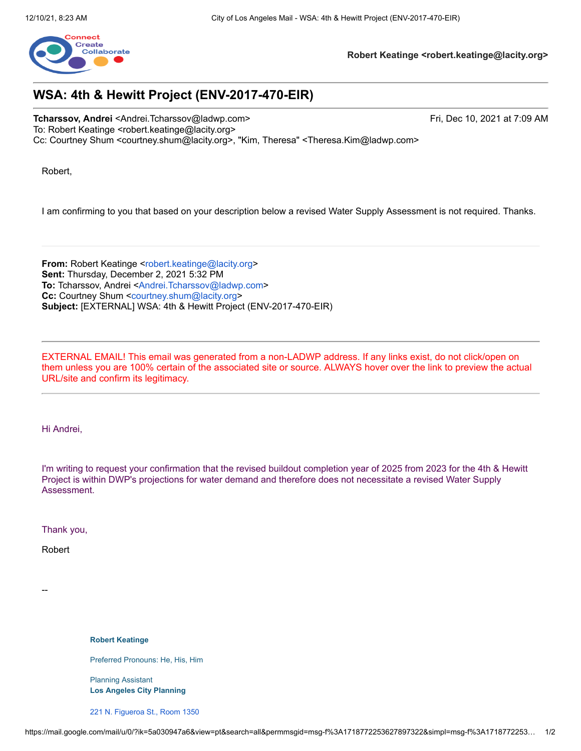Robert Keatinge <robert.keatinge@lacity.org>

# WSA: 4th & Hewitt Project (ENV-2017-470-EIR)

**Tcharssov, Andrei** <Andrei.Tcharssov@ladwp.com> Fri, Dec 10, 2021 at 7:09 AM
To: Robert Keatinge <robert.keatinge@lacity.org>
Cc: Courtney Shum <courtney.shum@lacity.org>, "Kim, Theresa" <Theresa.Kim@ladwp.com>

Robert,

I am confirming to you that based on your description below a revised Water Supply Assessment is not required. Thanks.

---

**From:** Robert Keatinge <robert.keatinge@lacity.org>
**Sent:** Thursday, December 2, 2021 5:32 PM
**To:** Tcharssov, Andrei <Andrei.Tcharssov@ladwp.com>
**Cc:** Courtney Shum <courtney.shum@lacity.org>
**Subject:** [EXTERNAL] WSA: 4th & Hewitt Project (ENV-2017-470-EIR)

---

EXTERNAL EMAIL! This email was generated from a non-LADWP address. If any links exist, do not click/open on them unless you are 100% certain of the associated site or source. ALWAYS hover over the link to preview the actual URL/site and confirm its legitimacy.

---

Hi Andrei,

I'm writing to request your confirmation that the revised buildout completion year of 2025 from 2023 for the 4th & Hewitt Project is within DWP's projections for water demand and therefore does not necessitate a revised Water Supply Assessment.

Thank you,

Robert

--

**Robert Keatinge**

Preferred Pronouns: He, His, Him

Planning Assistant
**Los Angeles City Planning**

221 N. Figueroa St., Room 1350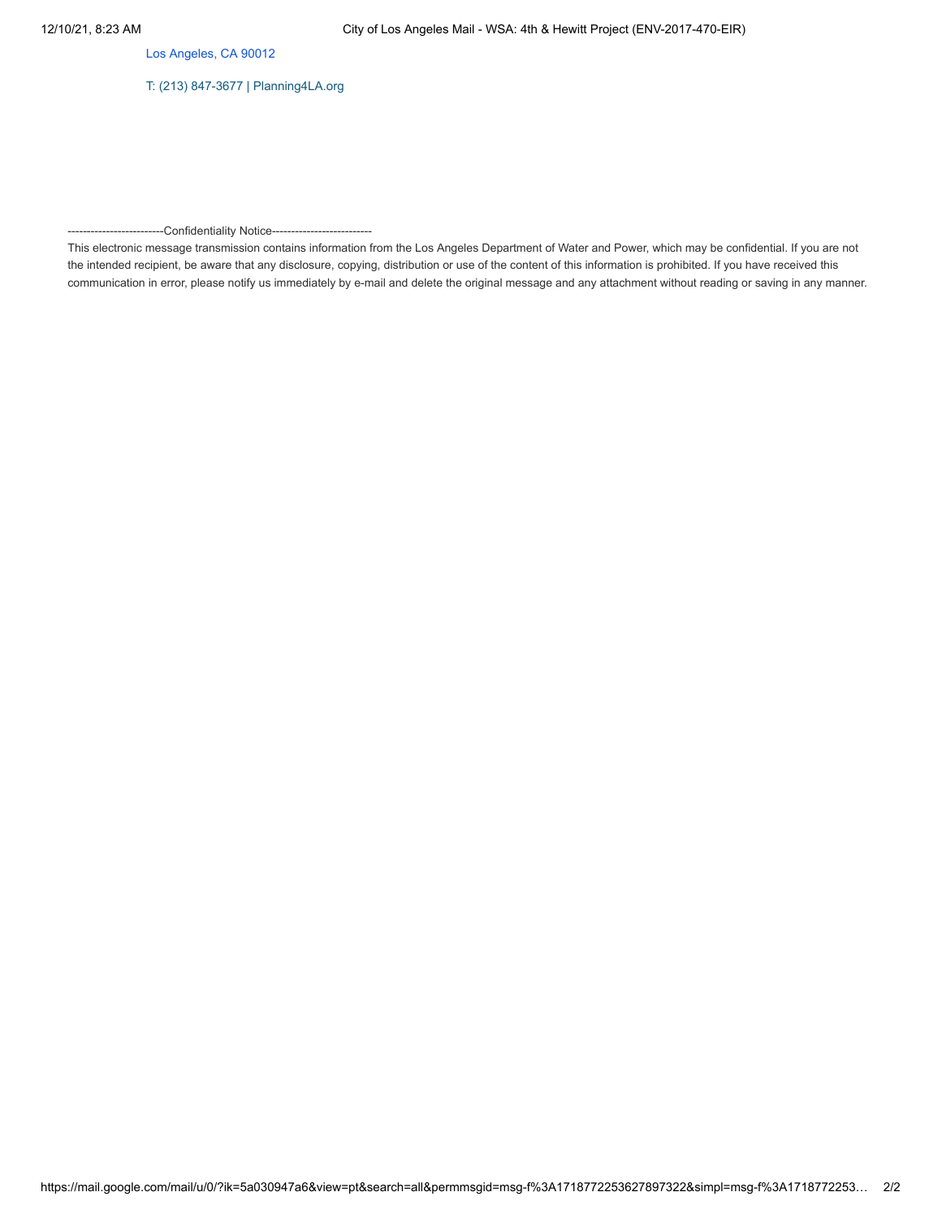Los Angeles, CA 90012

T: (213) 847-3677 | Planning4LA.org

-------------------------Confidentiality Notice--------------------------

This electronic message transmission contains information from the Los Angeles Department of Water and Power, which may be confidential. If you are not the intended recipient, be aware that any disclosure, copying, distribution or use of the content of this information is prohibited. If you have received this communication in error, please notify us immediately by e-mail and delete the original message and any attachment without reading or saving in any manner.